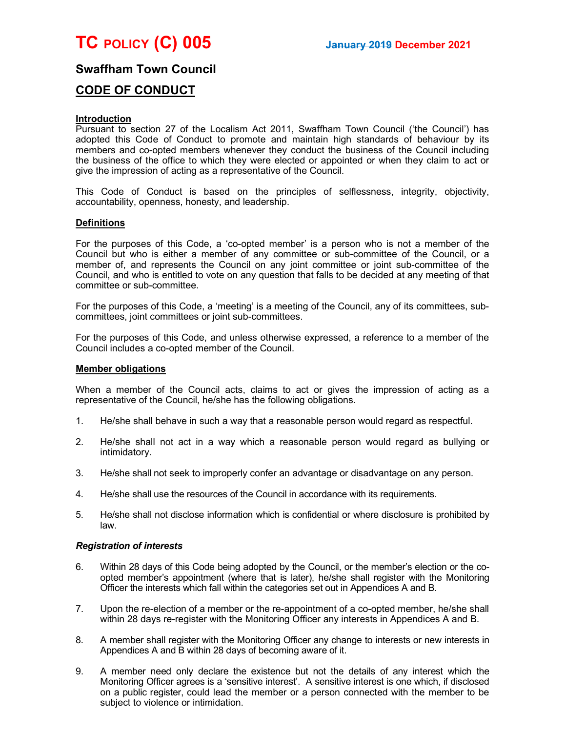# TC POLICY (C) 005

~~January 2019~~ December 2021

## Swaffham Town Council

## CODE OF CONDUCT

**Introduction**

Pursuant to section 27 of the Localism Act 2011, Swaffham Town Council ('the Council') has adopted this Code of Conduct to promote and maintain high standards of behaviour by its members and co-opted members whenever they conduct the business of the Council including the business of the office to which they were elected or appointed or when they claim to act or give the impression of acting as a representative of the Council.

This Code of Conduct is based on the principles of selflessness, integrity, objectivity, accountability, openness, honesty, and leadership.

**Definitions**

For the purposes of this Code, a 'co-opted member' is a person who is not a member of the Council but who is either a member of any committee or sub-committee of the Council, or a member of, and represents the Council on any joint committee or joint sub-committee of the Council, and who is entitled to vote on any question that falls to be decided at any meeting of that committee or sub-committee.

For the purposes of this Code, a 'meeting' is a meeting of the Council, any of its committees, sub-committees, joint committees or joint sub-committees.

For the purposes of this Code, and unless otherwise expressed, a reference to a member of the Council includes a co-opted member of the Council.

**Member obligations**

When a member of the Council acts, claims to act or gives the impression of acting as a representative of the Council, he/she has the following obligations.

1. He/she shall behave in such a way that a reasonable person would regard as respectful.

2. He/she shall not act in a way which a reasonable person would regard as bullying or intimidatory.

3. He/she shall not seek to improperly confer an advantage or disadvantage on any person.

4. He/she shall use the resources of the Council in accordance with its requirements.

5. He/she shall not disclose information which is confidential or where disclosure is prohibited by law.

***Registration of interests***

6. Within 28 days of this Code being adopted by the Council, or the member's election or the co-opted member's appointment (where that is later), he/she shall register with the Monitoring Officer the interests which fall within the categories set out in Appendices A and B.

7. Upon the re-election of a member or the re-appointment of a co-opted member, he/she shall within 28 days re-register with the Monitoring Officer any interests in Appendices A and B.

8. A member shall register with the Monitoring Officer any change to interests or new interests in Appendices A and B within 28 days of becoming aware of it.

9. A member need only declare the existence but not the details of any interest which the Monitoring Officer agrees is a 'sensitive interest'. A sensitive interest is one which, if disclosed on a public register, could lead the member or a person connected with the member to be subject to violence or intimidation.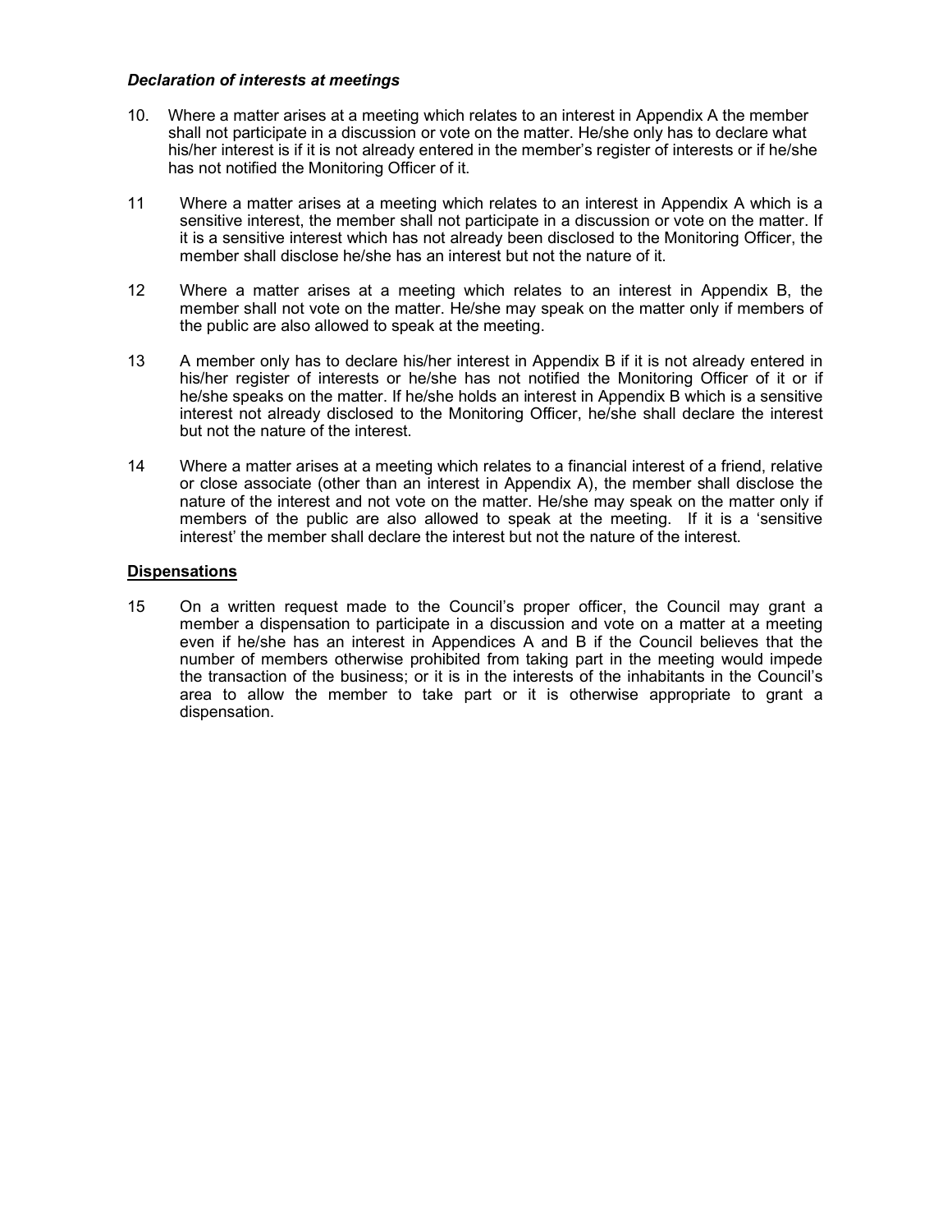### *Declaration of interests at meetings*

10. Where a matter arises at a meeting which relates to an interest in Appendix A the member shall not participate in a discussion or vote on the matter. He/she only has to declare what his/her interest is if it is not already entered in the member's register of interests or if he/she has not notified the Monitoring Officer of it.

11 Where a matter arises at a meeting which relates to an interest in Appendix A which is a sensitive interest, the member shall not participate in a discussion or vote on the matter. If it is a sensitive interest which has not already been disclosed to the Monitoring Officer, the member shall disclose he/she has an interest but not the nature of it.

12 Where a matter arises at a meeting which relates to an interest in Appendix B, the member shall not vote on the matter. He/she may speak on the matter only if members of the public are also allowed to speak at the meeting.

13 A member only has to declare his/her interest in Appendix B if it is not already entered in his/her register of interests or he/she has not notified the Monitoring Officer of it or if he/she speaks on the matter. If he/she holds an interest in Appendix B which is a sensitive interest not already disclosed to the Monitoring Officer, he/she shall declare the interest but not the nature of the interest.

14 Where a matter arises at a meeting which relates to a financial interest of a friend, relative or close associate (other than an interest in Appendix A), the member shall disclose the nature of the interest and not vote on the matter. He/she may speak on the matter only if members of the public are also allowed to speak at the meeting. If it is a 'sensitive interest' the member shall declare the interest but not the nature of the interest.

### **Dispensations**

15 On a written request made to the Council's proper officer, the Council may grant a member a dispensation to participate in a discussion and vote on a matter at a meeting even if he/she has an interest in Appendices A and B if the Council believes that the number of members otherwise prohibited from taking part in the meeting would impede the transaction of the business; or it is in the interests of the inhabitants in the Council's area to allow the member to take part or it is otherwise appropriate to grant a dispensation.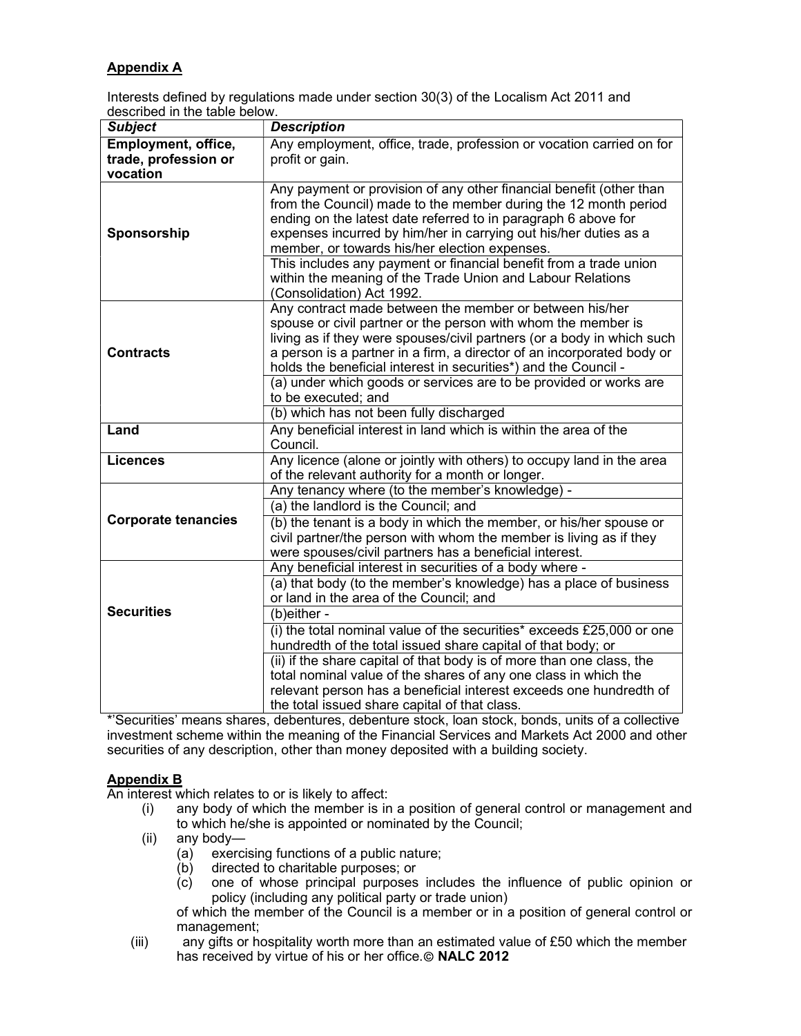**Appendix A**

Interests defined by regulations made under section 30(3) of the Localism Act 2011 and described in the table below.

| *Subject* | *Description* |
|---|---|
| **Employment, office, trade, profession or vocation** | Any employment, office, trade, profession or vocation carried on for profit or gain. |
| **Sponsorship** | Any payment or provision of any other financial benefit (other than from the Council) made to the member during the 12 month period ending on the latest date referred to in paragraph 6 above for expenses incurred by him/her in carrying out his/her duties as a member, or towards his/her election expenses. |
| | This includes any payment or financial benefit from a trade union within the meaning of the Trade Union and Labour Relations (Consolidation) Act 1992. |
| **Contracts** | Any contract made between the member or between his/her spouse or civil partner or the person with whom the member is living as if they were spouses/civil partners (or a body in which such a person is a partner in a firm, a director of an incorporated body or holds the beneficial interest in securities*) and the Council - |
| | (a) under which goods or services are to be provided or works are to be executed; and |
| | (b) which has not been fully discharged |
| **Land** | Any beneficial interest in land which is within the area of the Council. |
| **Licences** | Any licence (alone or jointly with others) to occupy land in the area of the relevant authority for a month or longer. |
| **Corporate tenancies** | Any tenancy where (to the member's knowledge) - |
| | (a) the landlord is the Council; and |
| | (b) the tenant is a body in which the member, or his/her spouse or civil partner/the person with whom the member is living as if they were spouses/civil partners has a beneficial interest. |
| **Securities** | Any beneficial interest in securities of a body where - |
| | (a) that body (to the member's knowledge) has a place of business or land in the area of the Council; and |
| | (b)either - |
| | (i) the total nominal value of the securities* exceeds £25,000 or one hundredth of the total issued share capital of that body; or |
| | (ii) if the share capital of that body is of more than one class, the total nominal value of the shares of any one class in which the relevant person has a beneficial interest exceeds one hundredth of the total issued share capital of that class. |

*'Securities' means shares, debentures, debenture stock, loan stock, bonds, units of a collective investment scheme within the meaning of the Financial Services and Markets Act 2000 and other securities of any description, other than money deposited with a building society.

**Appendix B**

An interest which relates to or is likely to affect:

(i) any body of which the member is in a position of general control or management and to which he/she is appointed or nominated by the Council;

(ii) any body—
  - (a) exercising functions of a public nature;
  - (b) directed to charitable purposes; or
  - (c) one of whose principal purposes includes the influence of public opinion or policy (including any political party or trade union)

  of which the member of the Council is a member or in a position of general control or management;

(iii) any gifts or hospitality worth more than an estimated value of £50 which the member has received by virtue of his or her office.© **NALC 2012**